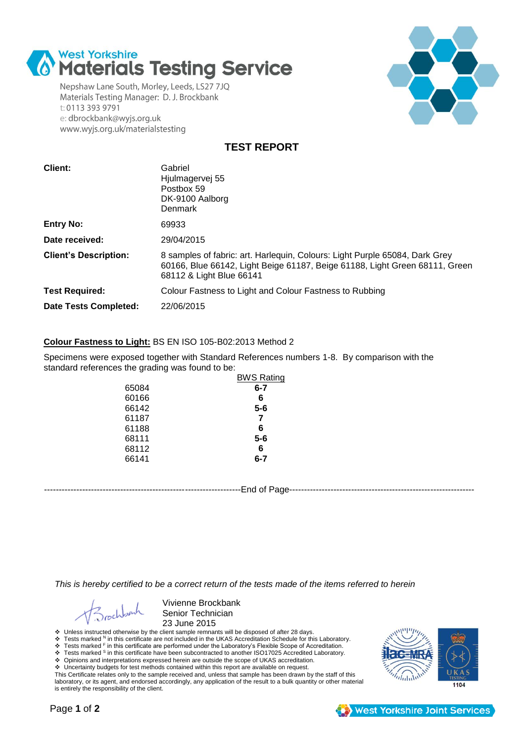# West Yorkshire Materials Testing Service

Nepshaw Lane South, Morley, Leeds, LS27 7JQ
Materials Testing Manager: D. J. Brockbank
t: 0113 393 9791
e: dbrockbank@wyjs.org.uk
www.wyjs.org.uk/materialstesting

## TEST REPORT

| | |
|---|---|
| **Client:** | Gabriel<br>Hjulmagervej 55<br>Postbox 59<br>DK-9100 Aalborg<br>Denmark |
| **Entry No:** | 69933 |
| **Date received:** | 29/04/2015 |
| **Client's Description:** | 8 samples of fabric: art. Harlequin, Colours: Light Purple 65084, Dark Grey 60166, Blue 66142, Light Beige 61187, Beige 61188, Light Green 68111, Green 68112 & Light Blue 66141 |
| **Test Required:** | Colour Fastness to Light and Colour Fastness to Rubbing |
| **Date Tests Completed:** | 22/06/2015 |

**Colour Fastness to Light:** BS EN ISO 105-B02:2013 Method 2

Specimens were exposed together with Standard References numbers 1-8. By comparison with the standard references the grading was found to be:

| | BWS Rating |
|---|---|
| 65084 | **6-7** |
| 60166 | **6** |
| 66142 | **5-6** |
| 61187 | **7** |
| 61188 | **6** |
| 68111 | **5-6** |
| 68112 | **6** |
| 66141 | **6-7** |

--------------------End of Page--------------------

*This is hereby certified to be a correct return of the tests made of the items referred to herein*

Vivienne Brockbank
Senior Technician
23 June 2015

- Unless instructed otherwise by the client sample remnants will be disposed of after 28 days.
- Tests marked N in this certificate are not included in the UKAS Accreditation Schedule for this Laboratory.
- Tests marked F in this certificate are performed under the Laboratory's Flexible Scope of Accreditation.
- Tests marked S in this certificate have been subcontracted to another ISO17025 Accredited Laboratory.
- Opinions and interpretations expressed herein are outside the scope of UKAS accreditation.
- Uncertainty budgets for test methods contained within this report are available on request.

This Certificate relates only to the sample received and, unless that sample has been drawn by the staff of this laboratory, or its agent, and endorsed accordingly, any application of the result to a bulk quantity or other material is entirely the responsibility of the client.

UKAS TESTING 1104

West Yorkshire Joint Services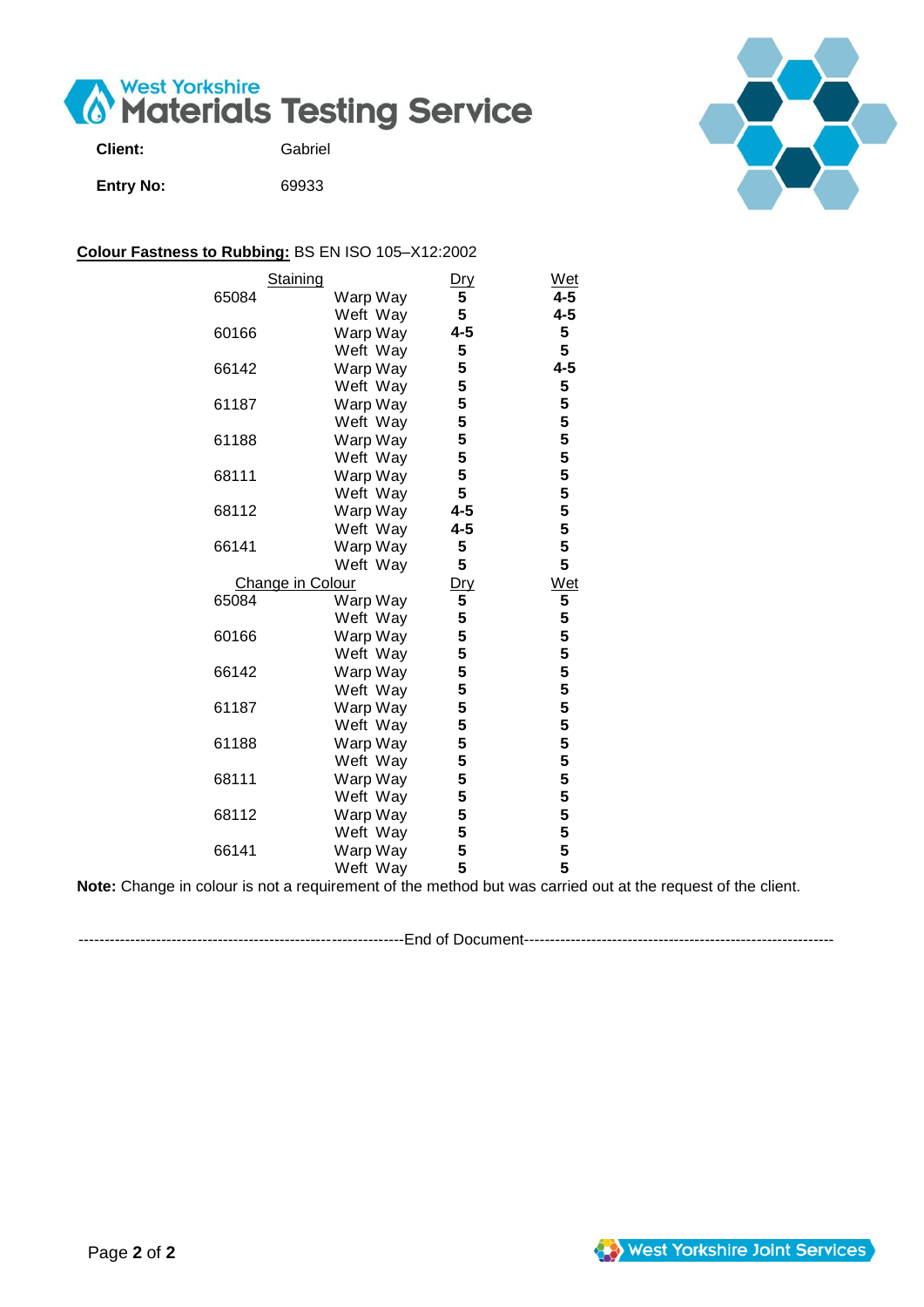West Yorkshire Materials Testing Service

**Client:** Gabriel

**Entry No:** 69933

**Colour Fastness to Rubbing:** BS EN ISO 105–X12:2002

| Staining | | Dry | Wet |
|---|---|---|---|
| 65084 | Warp Way | **5** | **4-5** |
| | Weft Way | **5** | **4-5** |
| 60166 | Warp Way | **4-5** | **5** |
| | Weft Way | **5** | **5** |
| 66142 | Warp Way | **5** | **4-5** |
| | Weft Way | **5** | **5** |
| 61187 | Warp Way | **5** | **5** |
| | Weft Way | **5** | **5** |
| 61188 | Warp Way | **5** | **5** |
| | Weft Way | **5** | **5** |
| 68111 | Warp Way | **5** | **5** |
| | Weft Way | **5** | **5** |
| 68112 | Warp Way | **4-5** | **5** |
| | Weft Way | **4-5** | **5** |
| 66141 | Warp Way | **5** | **5** |
| | Weft Way | **5** | **5** |

| Change in Colour | | Dry | Wet |
|---|---|---|---|
| 65084 | Warp Way | **5** | **5** |
| | Weft Way | **5** | **5** |
| 60166 | Warp Way | **5** | **5** |
| | Weft Way | **5** | **5** |
| 66142 | Warp Way | **5** | **5** |
| | Weft Way | **5** | **5** |
| 61187 | Warp Way | **5** | **5** |
| | Weft Way | **5** | **5** |
| 61188 | Warp Way | **5** | **5** |
| | Weft Way | **5** | **5** |
| 68111 | Warp Way | **5** | **5** |
| | Weft Way | **5** | **5** |
| 68112 | Warp Way | **5** | **5** |
| | Weft Way | **5** | **5** |
| 66141 | Warp Way | **5** | **5** |
| | Weft Way | **5** | **5** |

**Note:** Change in colour is not a requirement of the method but was carried out at the request of the client.

----------------------------------------------------------------End of Document-----------------------------------------------------------